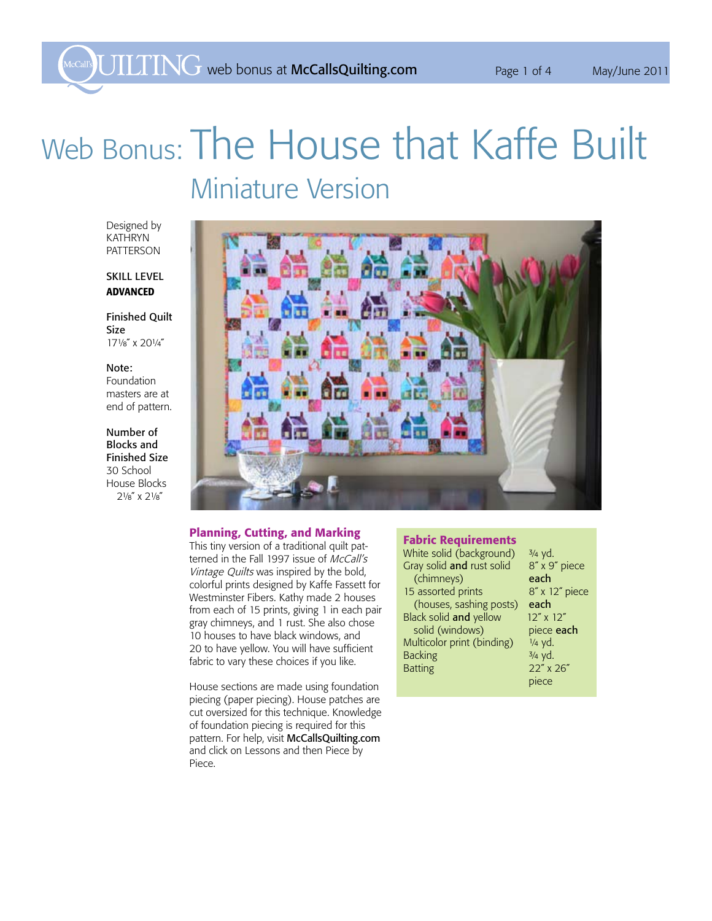# Web Bonus: The House that Kaffe Built

## Miniature Version

Designed by KATHRYN PATTERSON

SKILL LEVEL
**ADVANCED**

**Finished Quilt Size**
17⅛" x 20¼"

**Note:**
Foundation masters are at end of pattern.

**Number of Blocks and Finished Size**
30 School House Blocks
2⅛" x 2⅛"

### Planning, Cutting, and Marking

This tiny version of a traditional quilt patterned in the Fall 1997 issue of *McCall's Vintage Quilts* was inspired by the bold, colorful prints designed by Kaffe Fassett for Westminster Fibers. Kathy made 2 houses from each of 15 prints, giving 1 in each pair gray chimneys, and 1 rust. She also chose 10 houses to have black windows, and 20 to have yellow. You will have sufficient fabric to vary these choices if you like.

House sections are made using foundation piecing (paper piecing). House patches are cut oversized for this technique. Knowledge of foundation piecing is required for this pattern. For help, visit McCallsQuilting.com and click on Lessons and then Piece by Piece.

### Fabric Requirements

| | |
|---|---|
| White solid (background) | ¾ yd. |
| Gray solid **and** rust solid (chimneys) | 8" x 9" piece **each** |
| 15 assorted prints (houses, sashing posts) | 8" x 12" piece **each** |
| Black solid **and** yellow solid (windows) | 12" x 12" piece **each** |
| Multicolor print (binding) | ¼ yd. |
| Backing | ¾ yd. |
| Batting | 22" x 26" piece |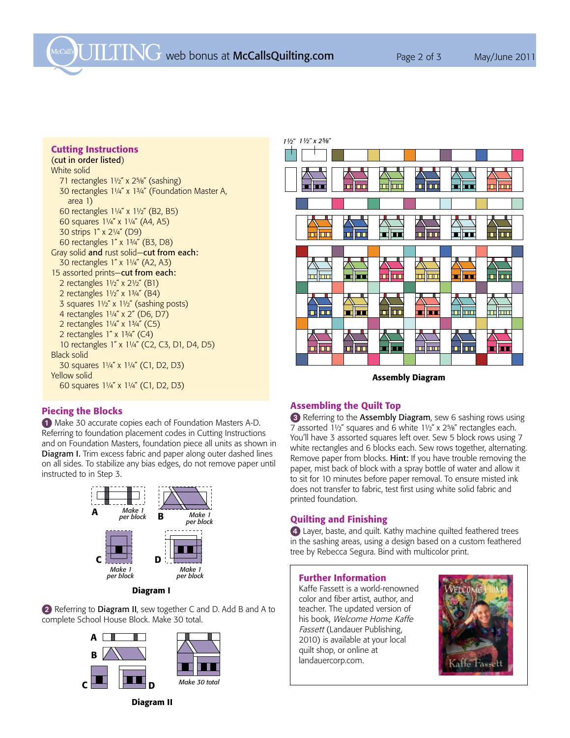## Cutting Instructions

(cut in order listed)

White solid

- 71 rectangles 1½" x 2⅝" (sashing)
- 30 rectangles 1¼" x 1¾" (Foundation Master A, area 1)
- 60 rectangles 1¼" x 1½" (B2, B5)
- 60 squares 1¼" x 1¼" (A4, A5)
- 30 strips 1" x 2¼" (D9)
- 60 rectangles 1" x 1¾" (B3, D8)

Gray solid **and** rust solid—**cut from each:**

- 30 rectangles 1" x 1¼" (A2, A3)

15 assorted prints—**cut from each:**

- 2 rectangles 1½" x 2½" (B1)
- 2 rectangles 1½" x 1¾" (B4)
- 3 squares 1½" x 1½" (sashing posts)
- 4 rectangles 1¼" x 2" (D6, D7)
- 2 rectangles 1¼" x 1¾" (C5)
- 2 rectangles 1" x 1¾" (C4)
- 10 rectangles 1" x 1¼" (C2, C3, D1, D4, D5)

Black solid

- 30 squares 1¼" x 1¼" (C1, D2, D3)

Yellow solid

- 60 squares 1¼" x 1¼" (C1, D2, D3)

## Piecing the Blocks

**1** Make 30 accurate copies each of Foundation Masters A-D. Referring to foundation placement codes in Cutting Instructions and on Foundation Masters, foundation piece all units as shown in **Diagram I.** Trim excess fabric and paper along outer dashed lines on all sides. To stabilize any bias edges, do not remove paper until instructed to in Step 3.

A — Make 1 per block
B — Make 1 per block
C — Make 1 per block
D — Make 1 per block

**Diagram I**

**2** Referring to **Diagram II**, sew together C and D. Add B and A to complete School House Block. Make 30 total.

Make 30 total

**Diagram II**

1½" 1½" x 2⅝"

**Assembly Diagram**

## Assembling the Quilt Top

**3** Referring to the **Assembly Diagram**, sew 6 sashing rows using 7 assorted 1½" squares and 6 white 1½" x 2⅝" rectangles each. You'll have 3 assorted squares left over. Sew 5 block rows using 7 white rectangles and 6 blocks each. Sew rows together, alternating. Remove paper from blocks. **Hint:** If you have trouble removing the paper, mist back of block with a spray bottle of water and allow it to sit for 10 minutes before paper removal. To ensure misted ink does not transfer to fabric, test first using white solid fabric and printed foundation.

## Quilting and Finishing

**4** Layer, baste, and quilt. Kathy machine quilted feathered trees in the sashing areas, using a design based on a custom feathered tree by Rebecca Segura. Bind with multicolor print.

### Further Information

Kaffe Fassett is a world-renowned color and fiber artist, author, and teacher. The updated version of his book, *Welcome Home Kaffe Fassett* (Landauer Publishing, 2010) is available at your local quilt shop, or online at landauercorp.com.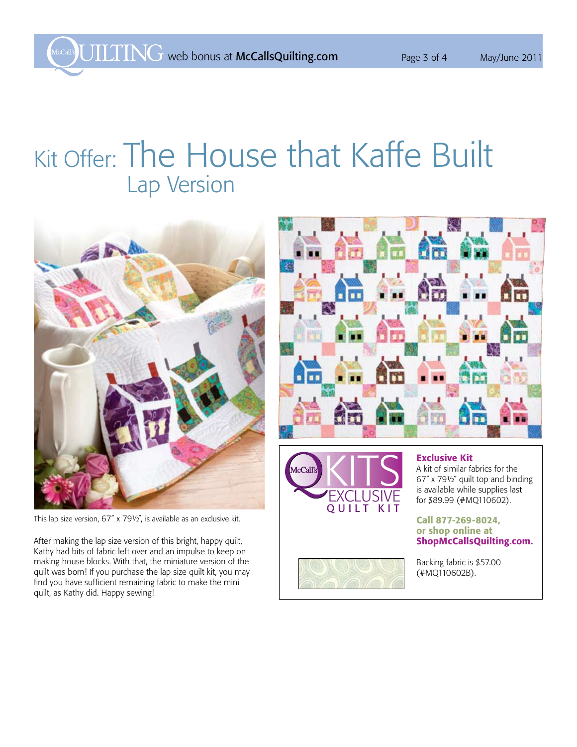# Kit Offer: The House that Kaffe Built

## Lap Version

This lap size version, 67″ x 79½″, is available as an exclusive kit.

After making the lap size version of this bright, happy quilt, Kathy had bits of fabric left over and an impulse to keep on making house blocks. With that, the miniature version of the quilt was born! If you purchase the lap size quilt kit, you may find you have sufficient remaining fabric to make the mini quilt, as Kathy did. Happy sewing!

McCall's KITS EXCLUSIVE QUILT KIT

**Exclusive Kit**

A kit of similar fabrics for the 67″ x 79½″ quilt top and binding is available while supplies last for $89.99 (#MQ110602).

**Call 877-269-8024, or shop online at ShopMcCallsQuilting.com.**

Backing fabric is $57.00 (#MQ110602B).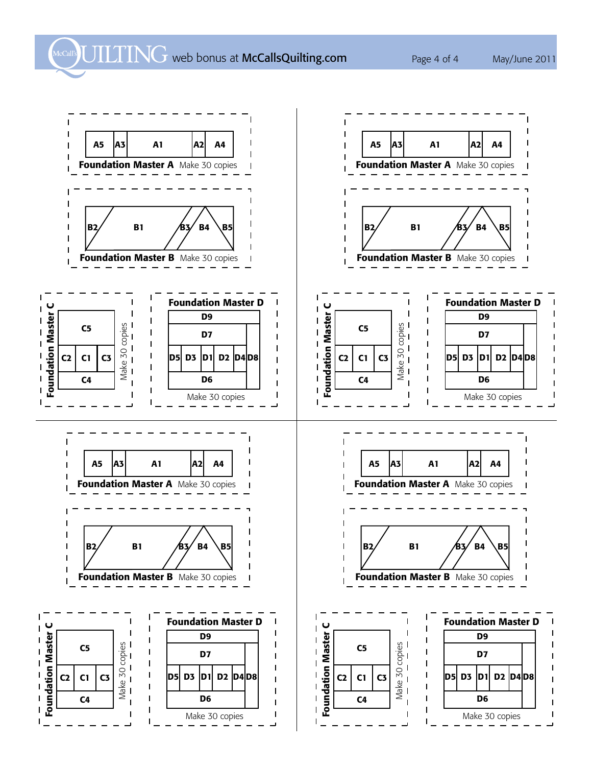A5 A3 A1 A2 A4

**Foundation Master A** Make 30 copies

B2 B1 B3 B4 B5

**Foundation Master B** Make 30 copies

**Foundation Master C**

C5
C2 C1 C3
C4

Make 30 copies

**Foundation Master D**

D9
D7
D5 D3 D1 D2 D4 D8
D6

Make 30 copies

A5 A3 A1 A2 A4

**Foundation Master A** Make 30 copies

B2 B1 B3 B4 B5

**Foundation Master B** Make 30 copies

**Foundation Master C**

C5
C2 C1 C3
C4

Make 30 copies

**Foundation Master D**

D9
D7
D5 D3 D1 D2 D4 D8
D6

Make 30 copies

A5 A3 A1 A2 A4

**Foundation Master A** Make 30 copies

B2 B1 B3 B4 B5

**Foundation Master B** Make 30 copies

**Foundation Master C**

C5
C2 C1 C3
C4

Make 30 copies

**Foundation Master D**

D9
D7
D5 D3 D1 D2 D4 D8
D6

Make 30 copies

A5 A3 A1 A2 A4

**Foundation Master A** Make 30 copies

B2 B1 B3 B4 B5

**Foundation Master B** Make 30 copies

**Foundation Master C**

C5
C2 C1 C3
C4

Make 30 copies

**Foundation Master D**

D9
D7
D5 D3 D1 D2 D4 D8
D6

Make 30 copies